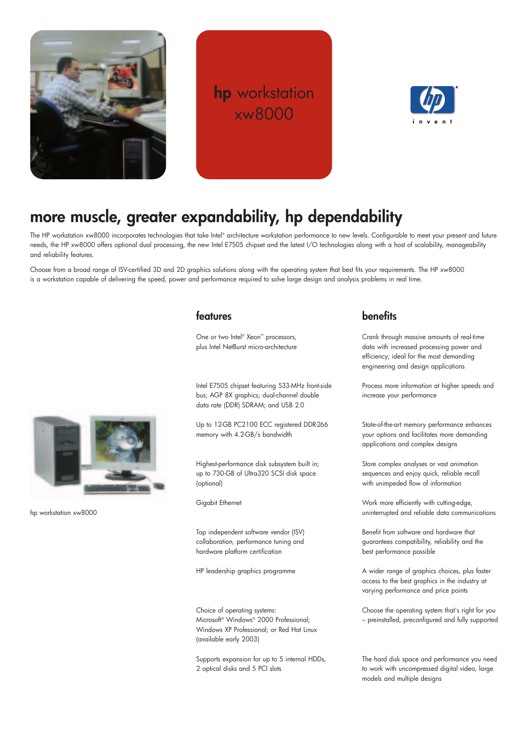# hp workstation xw8000

## more muscle, greater expandability, hp dependability

The HP workstation xw8000 incorporates technologies that take Intel® architecture workstation performance to new levels. Configurable to meet your present and future needs, the HP xw8000 offers optional dual processing, the new Intel E7505 chipset and the latest I/O technologies along with a host of scalability, manageability and reliability features.

Choose from a broad range of ISV-certified 3D and 2D graphics solutions along with the operating system that best fits your requirements. The HP xw8000 is a workstation capable of delivering the speed, power and performance required to solve large design and analysis problems in real time.

hp workstation xw8000

| features | benefits |
| --- | --- |
| One or two Intel® Xeon™ processors, plus Intel NetBurst micro-architecture | Crank through massive amounts of real-time data with increased processing power and efficiency; ideal for the most demanding engineering and design applications |
| Intel E7505 chipset featuring 533-MHz front-side bus; AGP 8X graphics; dual-channel double data rate (DDR) SDRAM; and USB 2.0 | Process more information at higher speeds and increase your performance |
| Up to 12-GB PC2100 ECC registered DDR-266 memory with 4.2-GB/s bandwidth | State-of-the-art memory performance enhances your options and facilitates more demanding applications and complex designs |
| Highest-performance disk subsystem built in; up to 730-GB of Ultra320 SCSI disk space (optional) | Store complex analyses or vast animation sequences and enjoy quick, reliable recall with unimpeded flow of information |
| Gigabit Ethernet | Work more efficiently with cutting-edge, uninterrupted and reliable data communications |
| Top independent software vendor (ISV) collaboration, performance tuning and hardware platform certification | Benefit from software and hardware that guarantees compatibility, reliability and the best performance possible |
| HP leadership graphics programme | A wider range of graphics choices, plus faster access to the best graphics in the industry at varying performance and price points |
| Choice of operating systems: Microsoft® Windows® 2000 Professional; Windows XP Professional; or Red Hat Linux (available early 2003) | Choose the operating system that's right for you – preinstalled, preconfigured and fully supported |
| Supports expansion for up to 5 internal HDDs, 2 optical disks and 5 PCI slots | The hard disk space and performance you need to work with uncompressed digital video, large models and multiple designs |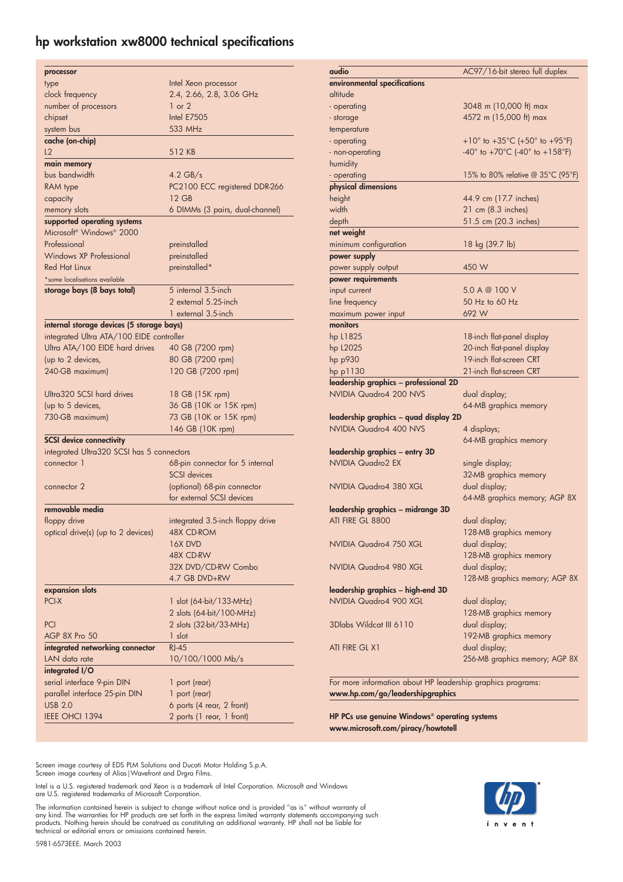## hp workstation xw8000 technical specifications

| | |
|---|---|
| **processor** | |
| type | Intel Xeon processor |
| clock frequency | 2.4, 2.66, 2.8, 3.06 GHz |
| number of processors | 1 or 2 |
| chipset | Intel E7505 |
| system bus | 533 MHz |
| **cache (on-chip)** | |
| L2 | 512 KB |
| **main memory** | |
| bus bandwidth | 4.2 GB/s |
| RAM type | PC2100 ECC registered DDR-266 |
| capacity | 12 GB |
| memory slots | 6 DIMMs (3 pairs, dual-channel) |
| **supported operating systems** | |
| Microsoft® Windows® 2000 Professional | preinstalled |
| Windows XP Professional | preinstalled |
| Red Hat Linux | preinstalled* |
| *some localisations available | |
| **storage bays (8 bays total)** | 5 internal 3.5-inch<br>2 external 5.25-inch<br>1 external 3.5-inch |
| **internal storage devices (5 storage bays)** | |
| integrated Ultra ATA/100 EIDE controller | |
| Ultra ATA/100 EIDE hard drives (up to 2 devices, 240-GB maximum) | 40 GB (7200 rpm)<br>80 GB (7200 rpm)<br>120 GB (7200 rpm) |
| Ultra320 SCSI hard drives (up to 5 devices, 730-GB maximum) | 18 GB (15K rpm)<br>36 GB (10K or 15K rpm)<br>73 GB (10K or 15K rpm)<br>146 GB (10K rpm) |
| **SCSI device connectivity** | |
| integrated Ultra320 SCSI has 5 connectors | |
| connector 1 | 68-pin connector for 5 internal SCSI devices |
| connector 2 | (optional) 68-pin connector for external SCSI devices |
| **removable media** | |
| floppy drive | integrated 3.5-inch floppy drive |
| optical drive(s) (up to 2 devices) | 48X CD-ROM<br>16X DVD<br>48X CD-RW<br>32X DVD/CD-RW Combo<br>4.7 GB DVD+RW |
| **expansion slots** | |
| PCI-X | 1 slot (64-bit/133-MHz)<br>2 slots (64-bit/100-MHz) |
| PCI | 2 slots (32-bit/33-MHz) |
| AGP 8X Pro 50 | 1 slot |
| **integrated networking connector** | RJ-45 |
| LAN data rate | 10/100/1000 Mb/s |
| **integrated I/O** | |
| serial interface 9-pin DIN | 1 port (rear) |
| parallel interface 25-pin DIN | 1 port (rear) |
| USB 2.0 | 6 ports (4 rear, 2 front) |
| IEEE OHCI 1394 | 2 ports (1 rear, 1 front) |

| | |
|---|---|
| **audio** | AC97/16-bit stereo full duplex |
| **environmental specifications** | |
| altitude | |
| - operating | 3048 m (10,000 ft) max |
| - storage | 4572 m (15,000 ft) max |
| temperature | |
| - operating | +10° to +35°C (+50° to +95°F) |
| - non-operating | -40° to +70°C (-40° to +158°F) |
| humidity | |
| - operating | 15% to 80% relative @ 35°C (95°F) |
| **physical dimensions** | |
| height | 44.9 cm (17.7 inches) |
| width | 21 cm (8.3 inches) |
| depth | 51.5 cm (20.3 inches) |
| **net weight** | |
| minimum configuration | 18 kg (39.7 lb) |
| **power supply** | |
| power supply output | 450 W |
| **power requirements** | |
| input current | 5.0 A @ 100 V |
| line frequency | 50 Hz to 60 Hz |
| maximum power input | 692 W |
| **monitors** | |
| hp L1825 | 18-inch flat-panel display |
| hp L2025 | 20-inch flat-panel display |
| hp p930 | 19-inch flat-screen CRT |
| hp p1130 | 21-inch flat-screen CRT |
| **leadership graphics – professional 2D** | |
| NVIDIA Quadro4 200 NVS | dual display; 64-MB graphics memory |
| **leadership graphics – quad display 2D** | |
| NVIDIA Quadro4 400 NVS | 4 displays; 64-MB graphics memory |
| **leadership graphics – entry 3D** | |
| NVIDIA Quadro2 EX | single display; 32-MB graphics memory |
| NVIDIA Quadro4 380 XGL | dual display; 64-MB graphics memory; AGP 8X |
| **leadership graphics – midrange 3D** | |
| ATI FIRE GL 8800 | dual display; 128-MB graphics memory |
| NVIDIA Quadro4 750 XGL | dual display; 128-MB graphics memory |
| NVIDIA Quadro4 980 XGL | dual display; 128-MB graphics memory; AGP 8X |
| **leadership graphics – high-end 3D** | |
| NVIDIA Quadro4 900 XGL | dual display; 128-MB graphics memory |
| 3Dlabs Wildcat III 6110 | dual display; 192-MB graphics memory |
| ATI FIRE GL X1 | dual display; 256-MB graphics memory; AGP 8X |

For more information about HP leadership graphics programs:
**www.hp.com/go/leadershipgraphics**

**HP PCs use genuine Windows® operating systems**
**www.microsoft.com/piracy/howtotell**

Screen image courtesy of EDS PLM Solutions and Ducati Motor Holding S.p.A.
Screen image courtesy of Alias|Wavefront and Drgra Films.

Intel is a U.S. registered trademark and Xeon is a trademark of Intel Corporation. Microsoft and Windows are U.S. registered trademarks of Microsoft Corporation.

The information contained herein is subject to change without notice and is provided "as is" without warranty of any kind. The warranties for HP products are set forth in the express limited warranty statements accompanying such products. Nothing herein should be construed as constituting an additional warranty. HP shall not be liable for technical or editorial errors or omissions contained herein.

5981-6573EEE. March 2003

hp invent